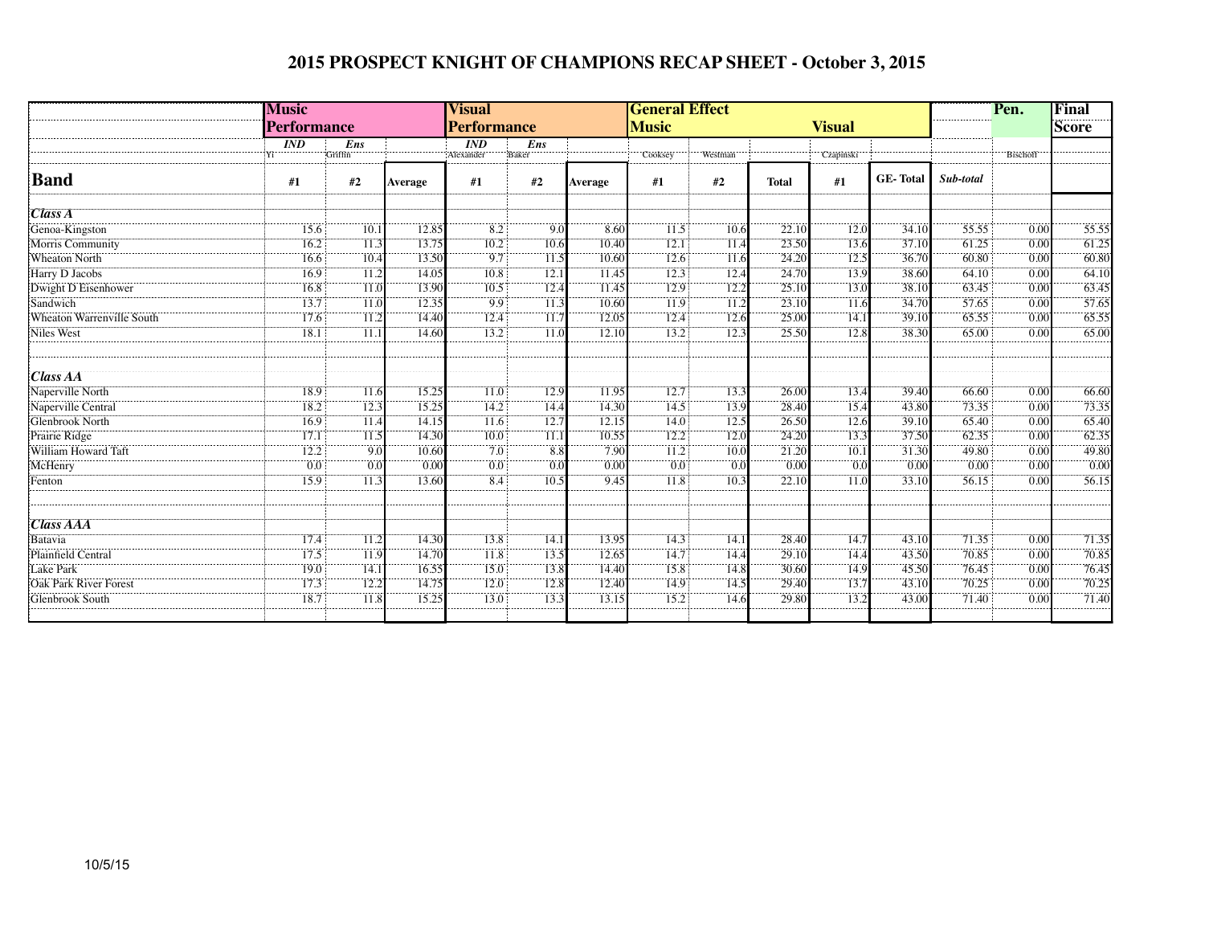# 2015 PROSPECT KNIGHT OF CHAMPIONS RECAP SHEET - October 3, 2015

| | Music Performance | | | Visual Performance | | | General Effect Music | | | Visual | | | Pen. | Final Score |
|---|---|---|---|---|---|---|---|---|---|---|---|---|---|---|
| | *IND* | *Ens* | | *IND* | *Ens* | | | | | | | | | |
| | Yi | Griffin | | Alexander | Baker | | Cooksey | Westman | | Czapinski | | | Bischoff | |
| **Band** | **#1** | **#2** | **Average** | **#1** | **#2** | **Average** | **#1** | **#2** | **Total** | **#1** | **GE- Total** | ***Sub-total*** | | |
| ***Class A*** | | | | | | | | | | | | | | |
| Genoa-Kingston | 15.6 | 10.1 | 12.85 | 8.2 | 9.0 | 8.60 | 11.5 | 10.6 | 22.10 | 12.0 | 34.10 | 55.55 | 0.00 | 55.55 |
| Morris Community | 16.2 | 11.3 | 13.75 | 10.2 | 10.6 | 10.40 | 12.1 | 11.4 | 23.50 | 13.6 | 37.10 | 61.25 | 0.00 | 61.25 |
| Wheaton North | 16.6 | 10.4 | 13.50 | 9.7 | 11.5 | 10.60 | 12.6 | 11.6 | 24.20 | 12.5 | 36.70 | 60.80 | 0.00 | 60.80 |
| Harry D Jacobs | 16.9 | 11.2 | 14.05 | 10.8 | 12.1 | 11.45 | 12.3 | 12.4 | 24.70 | 13.9 | 38.60 | 64.10 | 0.00 | 64.10 |
| Dwight D Eisenhower | 16.8 | 11.0 | 13.90 | 10.5 | 12.4 | 11.45 | 12.9 | 12.2 | 25.10 | 13.0 | 38.10 | 63.45 | 0.00 | 63.45 |
| Sandwich | 13.7 | 11.0 | 12.35 | 9.9 | 11.3 | 10.60 | 11.9 | 11.2 | 23.10 | 11.6 | 34.70 | 57.65 | 0.00 | 57.65 |
| Wheaton Warrenville South | 17.6 | 11.2 | 14.40 | 12.4 | 11.7 | 12.05 | 12.4 | 12.6 | 25.00 | 14.1 | 39.10 | 65.55 | 0.00 | 65.55 |
| Niles West | 18.1 | 11.1 | 14.60 | 13.2 | 11.0 | 12.10 | 13.2 | 12.3 | 25.50 | 12.8 | 38.30 | 65.00 | 0.00 | 65.00 |
| ***Class AA*** | | | | | | | | | | | | | | |
| Naperville North | 18.9 | 11.6 | 15.25 | 11.0 | 12.9 | 11.95 | 12.7 | 13.3 | 26.00 | 13.4 | 39.40 | 66.60 | 0.00 | 66.60 |
| Naperville Central | 18.2 | 12.3 | 15.25 | 14.2 | 14.4 | 14.30 | 14.5 | 13.9 | 28.40 | 15.4 | 43.80 | 73.35 | 0.00 | 73.35 |
| Glenbrook North | 16.9 | 11.4 | 14.15 | 11.6 | 12.7 | 12.15 | 14.0 | 12.5 | 26.50 | 12.6 | 39.10 | 65.40 | 0.00 | 65.40 |
| Prairie Ridge | 17.1 | 11.5 | 14.30 | 10.0 | 11.1 | 10.55 | 12.2 | 12.0 | 24.20 | 13.3 | 37.50 | 62.35 | 0.00 | 62.35 |
| William Howard Taft | 12.2 | 9.0 | 10.60 | 7.0 | 8.8 | 7.90 | 11.2 | 10.0 | 21.20 | 10.1 | 31.30 | 49.80 | 0.00 | 49.80 |
| McHenry | 0.0 | 0.0 | 0.00 | 0.0 | 0.0 | 0.00 | 0.0 | 0.0 | 0.00 | 0.0 | 0.00 | 0.00 | 0.00 | 0.00 |
| Fenton | 15.9 | 11.3 | 13.60 | 8.4 | 10.5 | 9.45 | 11.8 | 10.3 | 22.10 | 11.0 | 33.10 | 56.15 | 0.00 | 56.15 |
| ***Class AAA*** | | | | | | | | | | | | | | |
| Batavia | 17.4 | 11.2 | 14.30 | 13.8 | 14.1 | 13.95 | 14.3 | 14.1 | 28.40 | 14.7 | 43.10 | 71.35 | 0.00 | 71.35 |
| Plainfield Central | 17.5 | 11.9 | 14.70 | 11.8 | 13.5 | 12.65 | 14.7 | 14.4 | 29.10 | 14.4 | 43.50 | 70.85 | 0.00 | 70.85 |
| Lake Park | 19.0 | 14.1 | 16.55 | 15.0 | 13.8 | 14.40 | 15.8 | 14.8 | 30.60 | 14.9 | 45.50 | 76.45 | 0.00 | 76.45 |
| Oak Park River Forest | 17.3 | 12.2 | 14.75 | 12.0 | 12.8 | 12.40 | 14.9 | 14.5 | 29.40 | 13.7 | 43.10 | 70.25 | 0.00 | 70.25 |
| Glenbrook South | 18.7 | 11.8 | 15.25 | 13.0 | 13.3 | 13.15 | 15.2 | 14.6 | 29.80 | 13.2 | 43.00 | 71.40 | 0.00 | 71.40 |

10/5/15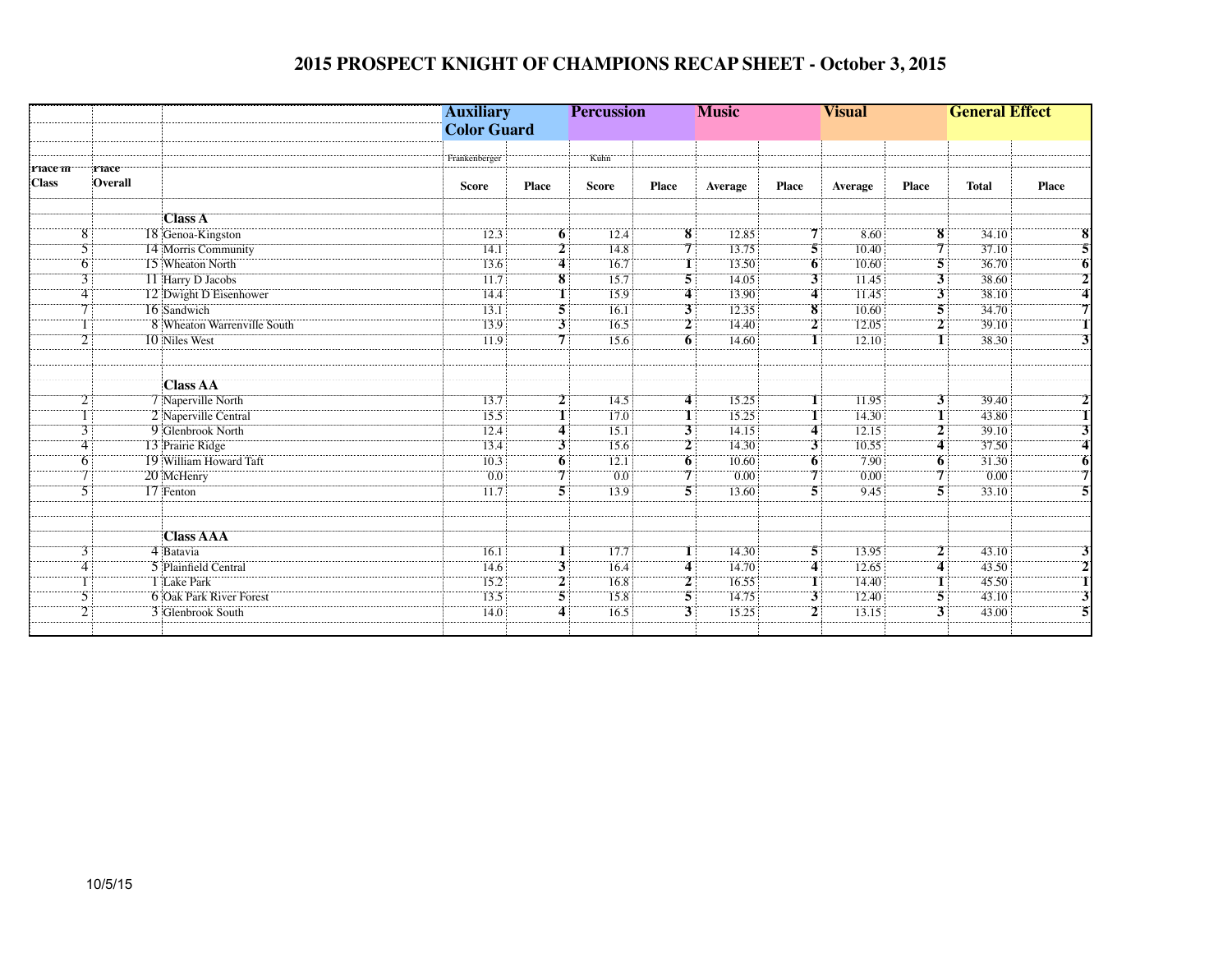# 2015 PROSPECT KNIGHT OF CHAMPIONS RECAP SHEET - October 3, 2015

| Place in Class | Place Overall | | Auxiliary Color Guard | | Percussion | | Music | | Visual | | General Effect | |
|---|---|---|---|---|---|---|---|---|---|---|---|---|
| | | | Frankenberger | | Kuhn | | | | | | | |
| | | | Score | Place | Score | Place | Average | Place | Average | Place | Total | Place |
| | | **Class A** | | | | | | | | | | |
| 8 | 18 | Genoa-Kingston | 12.3 | **6** | 12.4 | **8** | 12.85 | **7** | 8.60 | **8** | 34.10 | **8** |
| 5 | 14 | Morris Community | 14.1 | **2** | 14.8 | **7** | 13.75 | **5** | 10.40 | **7** | 37.10 | **5** |
| 6 | 15 | Wheaton North | 13.6 | **4** | 16.7 | **1** | 13.50 | **6** | 10.60 | **5** | 36.70 | **6** |
| 3 | 11 | Harry D Jacobs | 11.7 | **8** | 15.7 | **5** | 14.05 | **3** | 11.45 | **3** | 38.60 | **2** |
| 4 | 12 | Dwight D Eisenhower | 14.4 | **1** | 15.9 | **4** | 13.90 | **4** | 11.45 | **3** | 38.10 | **4** |
| 7 | 16 | Sandwich | 13.1 | **5** | 16.1 | **3** | 12.35 | **8** | 10.60 | **5** | 34.70 | **7** |
| 1 | 8 | Wheaton Warrenville South | 13.9 | **3** | 16.5 | **2** | 14.40 | **2** | 12.05 | **2** | 39.10 | **1** |
| 2 | 10 | Niles West | 11.9 | **7** | 15.6 | **6** | 14.60 | **1** | 12.10 | **1** | 38.30 | **3** |
| | | **Class AA** | | | | | | | | | | |
| 2 | 7 | Naperville North | 13.7 | **2** | 14.5 | **4** | 15.25 | **1** | 11.95 | **3** | 39.40 | **2** |
| 1 | 2 | Naperville Central | 15.5 | **1** | 17.0 | **1** | 15.25 | **1** | 14.30 | **1** | 43.80 | **1** |
| 3 | 9 | Glenbrook North | 12.4 | **4** | 15.1 | **3** | 14.15 | **4** | 12.15 | **2** | 39.10 | **3** |
| 4 | 13 | Prairie Ridge | 13.4 | **3** | 15.6 | **2** | 14.30 | **3** | 10.55 | **4** | 37.50 | **4** |
| 6 | 19 | William Howard Taft | 10.3 | **6** | 12.1 | **6** | 10.60 | **6** | 7.90 | **6** | 31.30 | **6** |
| 7 | 20 | McHenry | 0.0 | **7** | 0.0 | **7** | 0.00 | **7** | 0.00 | **7** | 0.00 | **7** |
| 5 | 17 | Fenton | 11.7 | **5** | 13.9 | **5** | 13.60 | **5** | 9.45 | **5** | 33.10 | **5** |
| | | **Class AAA** | | | | | | | | | | |
| 3 | 4 | Batavia | 16.1 | **1** | 17.7 | **1** | 14.30 | **5** | 13.95 | **2** | 43.10 | **3** |
| 4 | 5 | Plainfield Central | 14.6 | **3** | 16.4 | **4** | 14.70 | **4** | 12.65 | **4** | 43.50 | **2** |
| 1 | 1 | Lake Park | 15.2 | **2** | 16.8 | **2** | 16.55 | **1** | 14.40 | **1** | 45.50 | **1** |
| 5 | 6 | Oak Park River Forest | 13.5 | **5** | 15.8 | **5** | 14.75 | **3** | 12.40 | **5** | 43.10 | **3** |
| 2 | 3 | Glenbrook South | 14.0 | **4** | 16.5 | **3** | 15.25 | **2** | 13.15 | **3** | 43.00 | **5** |

10/5/15